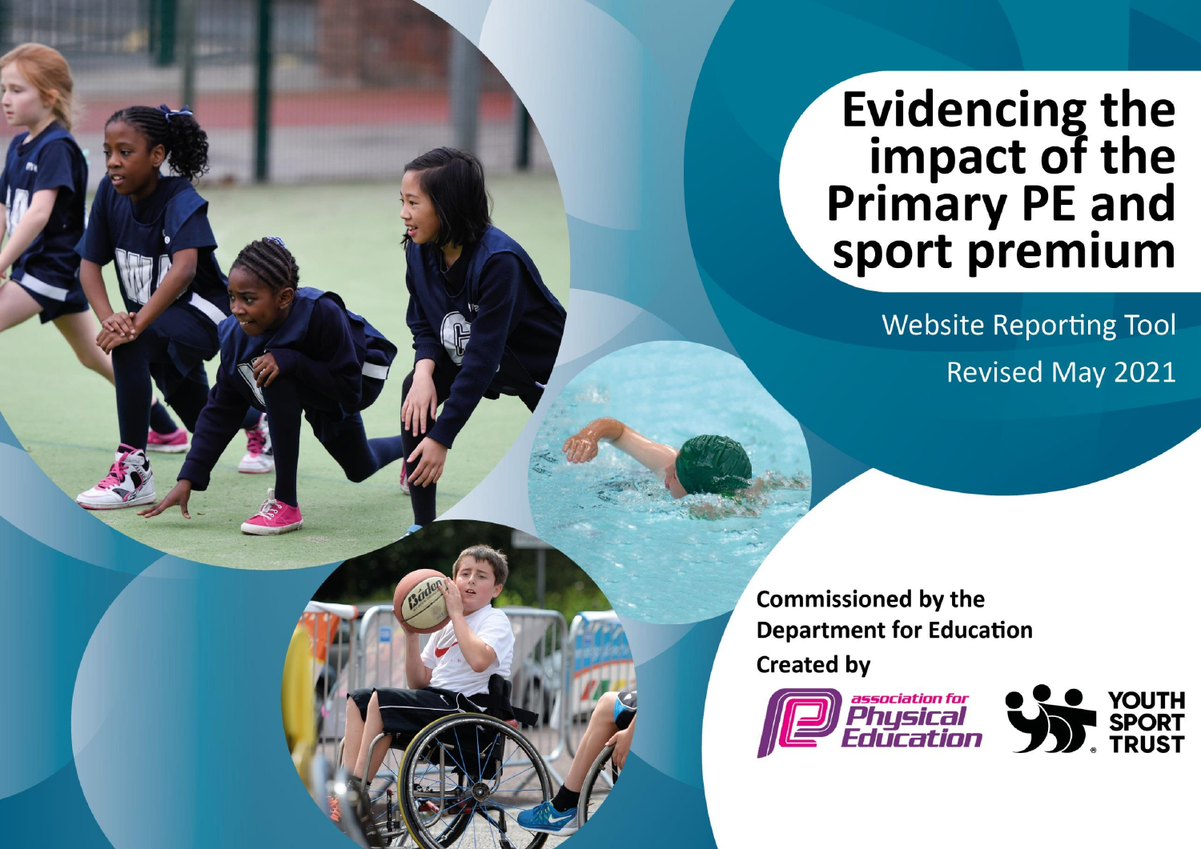# Evidencing the impact of the Primary PE and sport premium

Website Reporting Tool

Revised May 2021

**Commissioned by the Department for Education**

**Created by**

association for Physical Education

YOUTH SPORT TRUST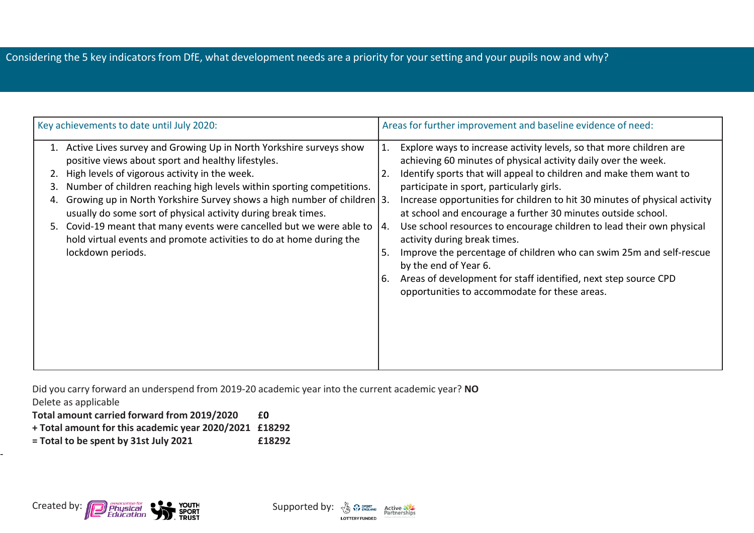## Considering the 5 key indicators from DfE, what development needs are a priority for your setting and your pupils now and why?

| Key achievements to date until July 2020: | Areas for further improvement and baseline evidence of need: |
|---|---|
| 1. Active Lives survey and Growing Up in North Yorkshire surveys show positive views about sport and healthy lifestyles.<br>2. High levels of vigorous activity in the week.<br>3. Number of children reaching high levels within sporting competitions.<br>4. Growing up in North Yorkshire Survey shows a high number of children usually do some sort of physical activity during break times.<br>5. Covid-19 meant that many events were cancelled but we were able to hold virtual events and promote activities to do at home during the lockdown periods. | 1. Explore ways to increase activity levels, so that more children are achieving 60 minutes of physical activity daily over the week.<br>2. Identify sports that will appeal to children and make them want to participate in sport, particularly girls.<br>3. Increase opportunities for children to hit 30 minutes of physical activity at school and encourage a further 30 minutes outside school.<br>4. Use school resources to encourage children to lead their own physical activity during break times.<br>5. Improve the percentage of children who can swim 25m and self-rescue by the end of Year 6.<br>6. Areas of development for staff identified, next step source CPD opportunities to accommodate for these areas. |

Did you carry forward an underspend from 2019-20 academic year into the current academic year? **NO**

Delete as applicable

| | |
|---|---|
| **Total amount carried forward from 2019/2020** | **£0** |
| **+ Total amount for this academic year 2020/2021** | **£18292** |
| **= Total to be spent by 31st July 2021** | **£18292** |

Created by: association for Physical Education, Youth Sport Trust

Supported by: Sport England (Lottery Funded), Active Partnerships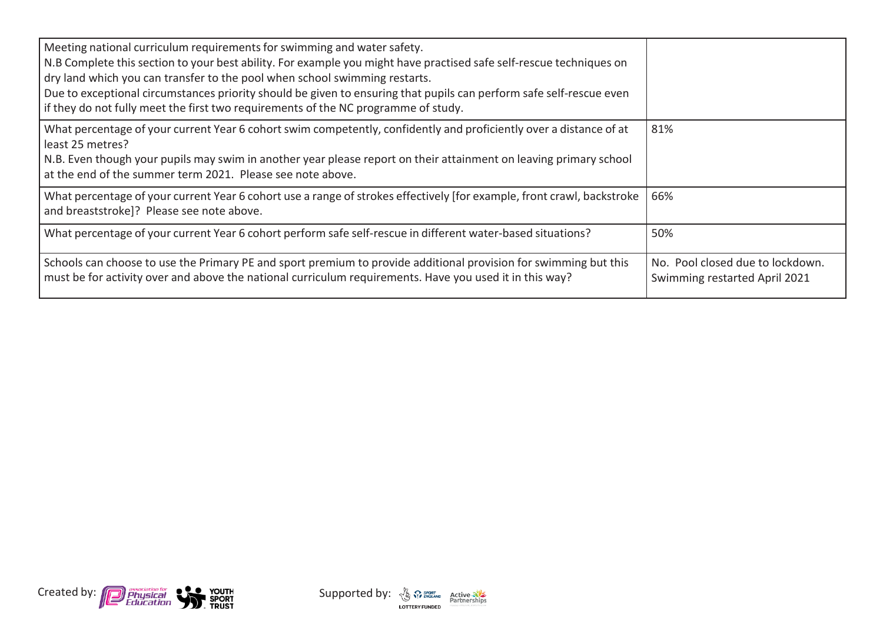| Meeting national curriculum requirements for swimming and water safety.<br>N.B Complete this section to your best ability. For example you might have practised safe self-rescue techniques on dry land which you can transfer to the pool when school swimming restarts.<br>Due to exceptional circumstances priority should be given to ensuring that pupils can perform safe self-rescue even if they do not fully meet the first two requirements of the NC programme of study. | |
|---|---|
| What percentage of your current Year 6 cohort swim competently, confidently and proficiently over a distance of at least 25 metres?<br>N.B. Even though your pupils may swim in another year please report on their attainment on leaving primary school at the end of the summer term 2021. Please see note above. | 81% |
| What percentage of your current Year 6 cohort use a range of strokes effectively [for example, front crawl, backstroke and breaststroke]? Please see note above. | 66% |
| What percentage of your current Year 6 cohort perform safe self-rescue in different water-based situations? | 50% |
| Schools can choose to use the Primary PE and sport premium to provide additional provision for swimming but this must be for activity over and above the national curriculum requirements. Have you used it in this way? | No. Pool closed due to lockdown. Swimming restarted April 2021 |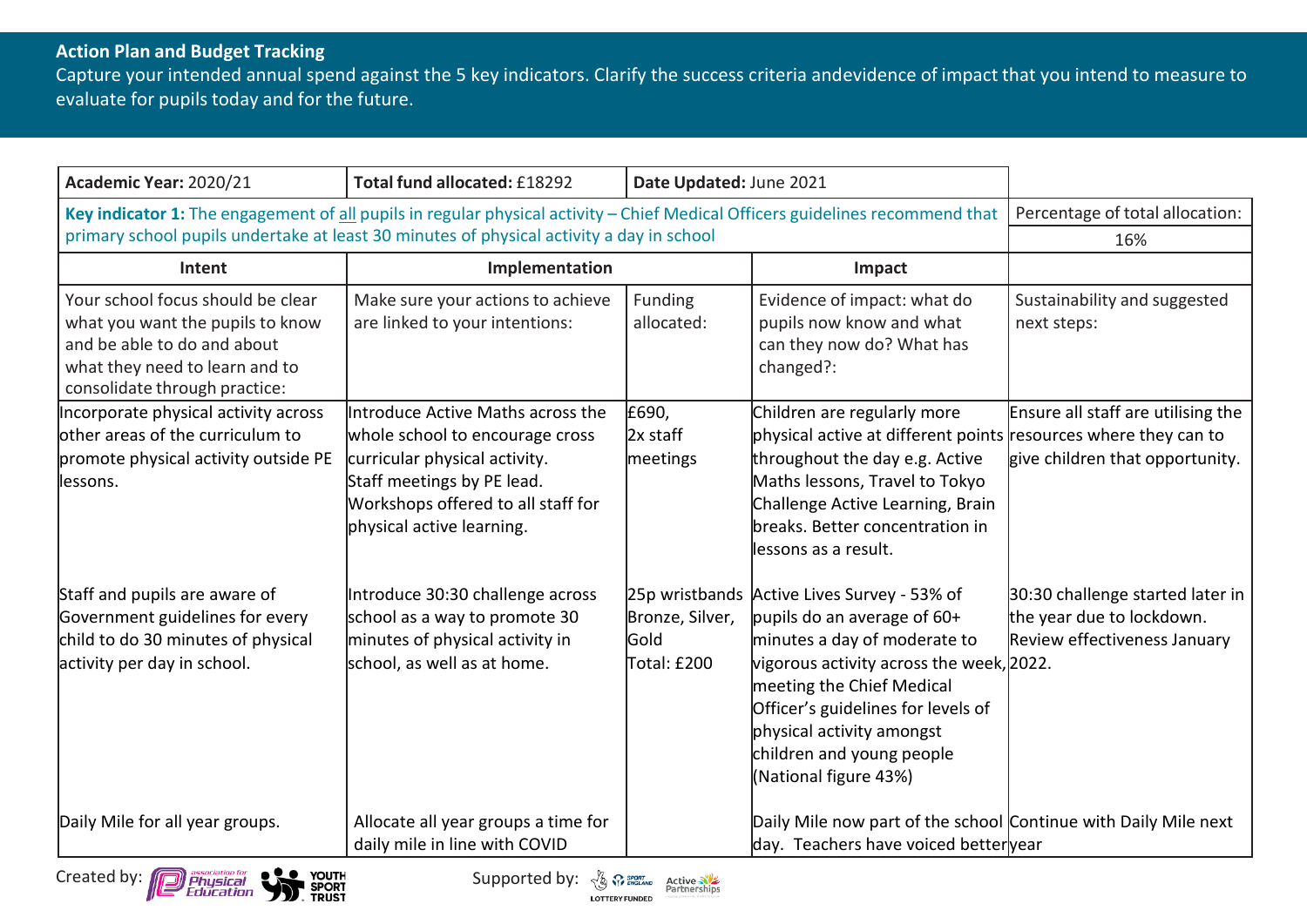**Action Plan and Budget Tracking**

Capture your intended annual spend against the 5 key indicators. Clarify the success criteria andevidence of impact that you intend to measure to evaluate for pupils today and for the future.

| **Academic Year:** 2020/21 | **Total fund allocated:** £18292 | **Date Updated:** June 2021 | | |
|---|---|---|---|---|
| **Key indicator 1:** The engagement of all pupils in regular physical activity – Chief Medical Officers guidelines recommend that primary school pupils undertake at least 30 minutes of physical activity a day in school | | | | Percentage of total allocation: 16% |
| **Intent** | **Implementation** | | **Impact** | |
| Your school focus should be clear what you want the pupils to know and be able to do and about what they need to learn and to consolidate through practice: | Make sure your actions to achieve are linked to your intentions: | Funding allocated: | Evidence of impact: what do pupils now know and what can they now do? What has changed?: | Sustainability and suggested next steps: |
| Incorporate physical activity across other areas of the curriculum to promote physical activity outside PE lessons. | Introduce Active Maths across the whole school to encourage cross curricular physical activity. Staff meetings by PE lead. Workshops offered to all staff for physical active learning. | £690, 2x staff meetings | Children are regularly more physical active at different points throughout the day e.g. Active Maths lessons, Travel to Tokyo Challenge Active Learning, Brain breaks. Better concentration in lessons as a result. | Ensure all staff are utilising the resources where they can to give children that opportunity. |
| Staff and pupils are aware of Government guidelines for every child to do 30 minutes of physical activity per day in school. | Introduce 30:30 challenge across school as a way to promote 30 minutes of physical activity in school, as well as at home. | 25p wristbands Bronze, Silver, Gold Total: £200 | Active Lives Survey - 53% of pupils do an average of 60+ minutes a day of moderate to vigorous activity across the week, meeting the Chief Medical Officer's guidelines for levels of physical activity amongst children and young people (National figure 43%) | 30:30 challenge started later in the year due to lockdown. Review effectiveness January 2022. |
| Daily Mile for all year groups. | Allocate all year groups a time for daily mile in line with COVID | | Daily Mile now part of the school day. Teachers have voiced better | Continue with Daily Mile next year |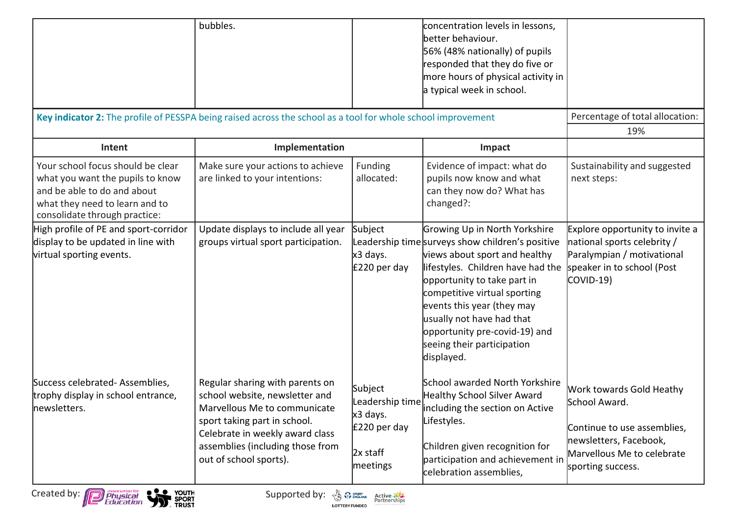|  | bubbles. |  | concentration levels in lessons, better behaviour.<br>56% (48% nationally) of pupils responded that they do five or more hours of physical activity in a typical week in school. |  |
|---|---|---|---|---|

| **Key indicator 2:** The profile of PESSPA being raised across the school as a tool for whole school improvement | | | | Percentage of total allocation: |
|---|---|---|---|---|
| | | | | 19% |
| **Intent** | **Implementation** | | **Impact** | |
| Your school focus should be clear what you want the pupils to know and be able to do and about what they need to learn and to consolidate through practice: | Make sure your actions to achieve are linked to your intentions: | Funding allocated: | Evidence of impact: what do pupils now know and what can they now do? What has changed?: | Sustainability and suggested next steps: |
| High profile of PE and sport-corridor display to be updated in line with virtual sporting events. | Update displays to include all year groups virtual sport participation. | Subject Leadership time x3 days. £220 per day | Growing Up in North Yorkshire surveys show children's positive views about sport and healthy lifestyles. Children have had the opportunity to take part in competitive virtual sporting events this year (they may usually not have had that opportunity pre-covid-19) and seeing their participation displayed. | Explore opportunity to invite a national sports celebrity / Paralympian / motivational speaker in to school (Post COVID-19) |
| Success celebrated- Assemblies, trophy display in school entrance, newsletters. | Regular sharing with parents on school website, newsletter and Marvellous Me to communicate sport taking part in school. Celebrate in weekly award class assemblies (including those from out of school sports). | Subject Leadership time x3 days. £220 per day<br><br>2x staff meetings | School awarded North Yorkshire Healthy School Silver Award including the section on Active Lifestyles.<br><br>Children given recognition for participation and achievement in celebration assemblies, | Work towards Gold Heathy School Award.<br><br>Continue to use assemblies, newsletters, Facebook, Marvellous Me to celebrate sporting success. |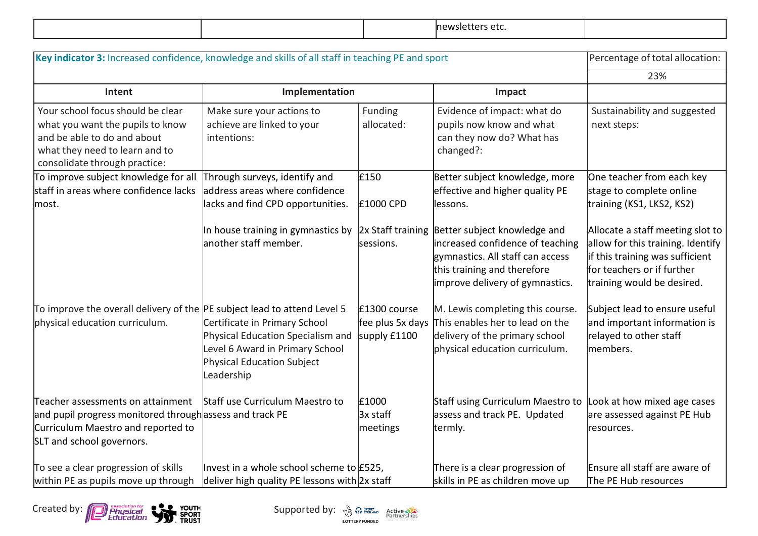| | | | newsletters etc. | |
|---|---|---|---|---|

| **Key indicator 3:** Increased confidence, knowledge and skills of all staff in teaching PE and sport | | | | Percentage of total allocation: |
|---|---|---|---|---|
| | | | | 23% |
| **Intent** | **Implementation** | | **Impact** | |
| Your school focus should be clear what you want the pupils to know and be able to do and about what they need to learn and to consolidate through practice: | Make sure your actions to achieve are linked to your intentions: | Funding allocated: | Evidence of impact: what do pupils now know and what can they now do? What has changed?: | Sustainability and suggested next steps: |
| To improve subject knowledge for all staff in areas where confidence lacks most. | Through surveys, identify and address areas where confidence lacks most and find CPD opportunities. | £150<br><br>£1000 CPD | Better subject knowledge, more effective and higher quality PE lessons. | One teacher from each key stage to complete online training (KS1, LKS2, KS2) |
| | In house training in gymnastics by another staff member. | 2x Staff training sessions. | Better subject knowledge and increased confidence of teaching gymnastics. All staff can access this training and therefore improve delivery of gymnastics. | Allocate a staff meeting slot to allow for this training. Identify if this training was sufficient for teachers or if further training would be desired. |
| To improve the overall delivery of the physical education curriculum. | PE subject lead to attend Level 5 Certificate in Primary School Physical Education Specialism and Level 6 Award in Primary School Physical Education Subject Leadership | £1300 course fee plus 5x days supply £1100 | M. Lewis completing this course. This enables her to lead on the delivery of the primary school physical education curriculum. | Subject lead to ensure useful and important information is relayed to other staff members. |
| Teacher assessments on attainment and pupil progress monitored through Curriculum Maestro and reported to SLT and school governors. | Staff use Curriculum Maestro to assess and track PE | £1000<br>3x staff meetings | Staff using Curriculum Maestro to assess and track PE. Updated termly. | Look at how mixed age cases are assessed against PE Hub resources. |
| To see a clear progression of skills within PE as pupils move up through | Invest in a whole school scheme to deliver high quality PE lessons with | £525,<br>2x staff | There is a clear progression of skills in PE as children move up | Ensure all staff are aware of The PE Hub resources |

Created by: association for Physical Education, Youth Sport Trust

Supported by: Sport England, Lottery Funded, Active Partnerships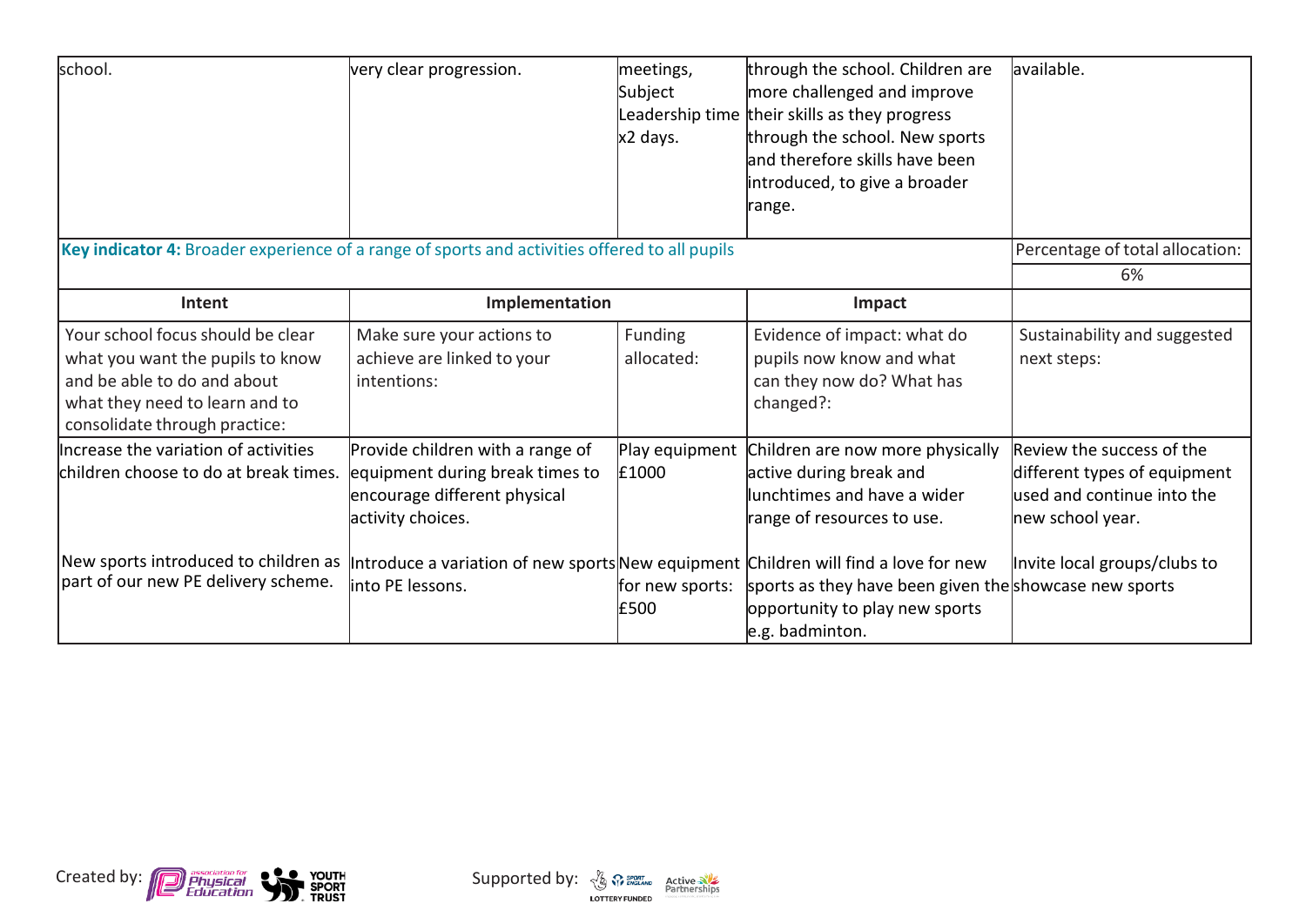| | | | | |
|---|---|---|---|---|
| school. | very clear progression. | meetings, Subject Leadership time x2 days. | through the school. Children are more challenged and improve their skills as they progress through the school. New sports and therefore skills have been introduced, to give a broader range. | available. |

| **Key indicator 4:** Broader experience of a range of sports and activities offered to all pupils | | | | Percentage of total allocation: |
|---|---|---|---|---|
| | | | | 6% |
| **Intent** | **Implementation** | | **Impact** | |
| Your school focus should be clear what you want the pupils to know and be able to do and about what they need to learn and to consolidate through practice: | Make sure your actions to achieve are linked to your intentions: | Funding allocated: | Evidence of impact: what do pupils now know and what can they now do? What has changed?: | Sustainability and suggested next steps: |
| Increase the variation of activities children choose to do at break times. | Provide children with a range of equipment during break times to encourage different physical activity choices. | Play equipment £1000 | Children are now more physically active during break and lunchtimes and have a wider range of resources to use. | Review the success of the different types of equipment used and continue into the new school year. |
| New sports introduced to children as part of our new PE delivery scheme. | Introduce a variation of new sports into PE lessons. | New equipment for new sports: £500 | Children will find a love for new sports as they have been given the opportunity to play new sports e.g. badminton. | Invite local groups/clubs to showcase new sports |

Created by: Association for Physical Education, Youth Sport Trust

Supported by: Sport England, Lottery Funded, Active Partnerships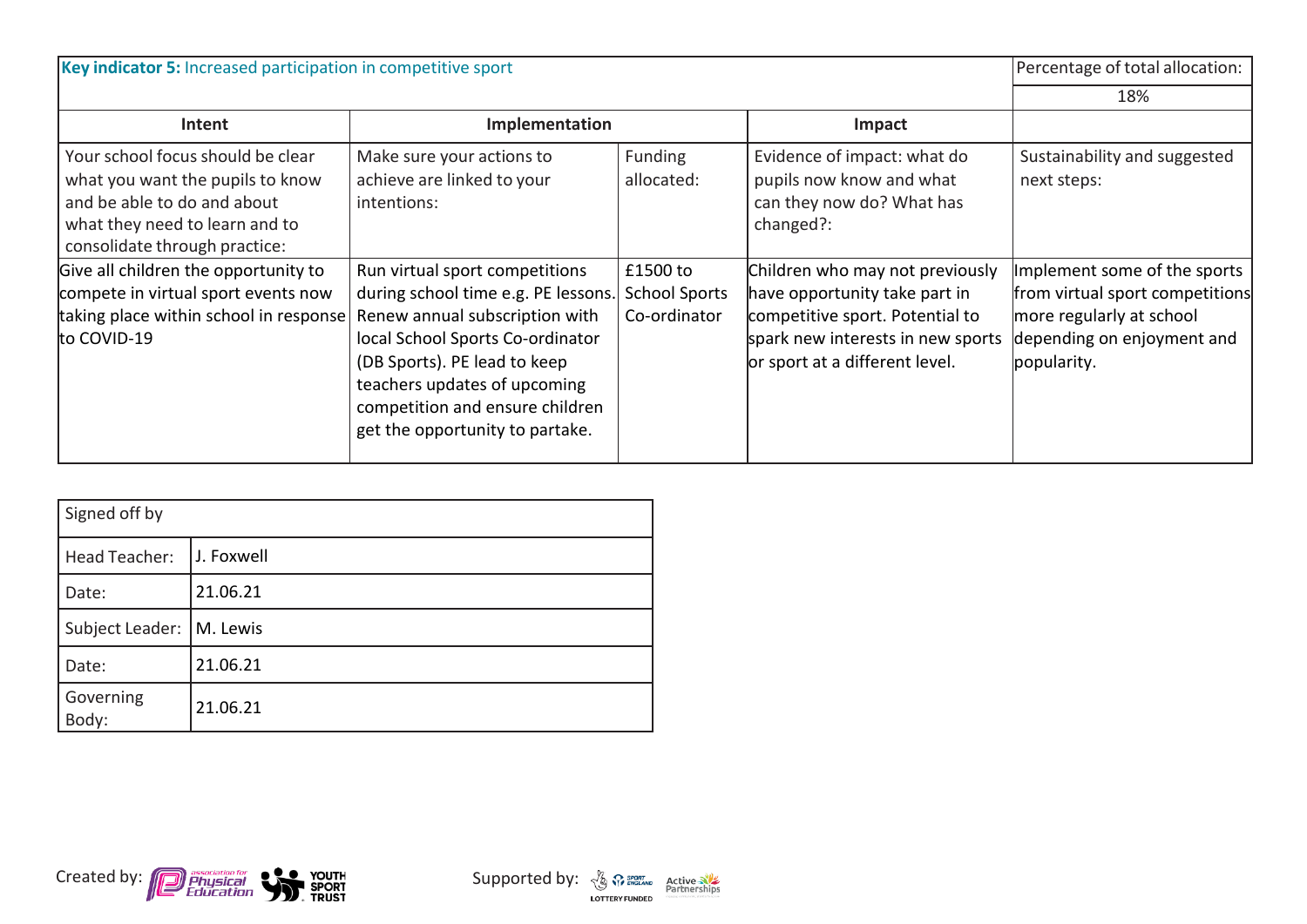| Key indicator 5: Increased participation in competitive sport | | | | Percentage of total allocation: |
|---|---|---|---|---|
| | | | | 18% |
| Intent | Implementation | | Impact | |
| Your school focus should be clear what you want the pupils to know and be able to do and about what they need to learn and to consolidate through practice: | Make sure your actions to achieve are linked to your intentions: | Funding allocated: | Evidence of impact: what do pupils now know and what can they now do? What has changed?: | Sustainability and suggested next steps: |
| Give all children the opportunity to compete in virtual sport events now taking place within school in response to COVID-19 | Run virtual sport competitions during school time e.g. PE lessons. Renew annual subscription with local School Sports Co-ordinator (DB Sports). PE lead to keep teachers updates of upcoming competition and ensure children get the opportunity to partake. | £1500 to School Sports Co-ordinator | Children who may not previously have opportunity take part in competitive sport. Potential to spark new interests in new sports or sport at a different level. | Implement some of the sports from virtual sport competitions more regularly at school depending on enjoyment and popularity. |

| Signed off by | |
|---|---|
| Head Teacher: | J. Foxwell |
| Date: | 21.06.21 |
| Subject Leader: | M. Lewis |
| Date: | 21.06.21 |
| Governing Body: | 21.06.21 |

Created by: association for Physical Education, Youth Sport Trust

Supported by: Sport England, Lottery Funded, Active Partnerships